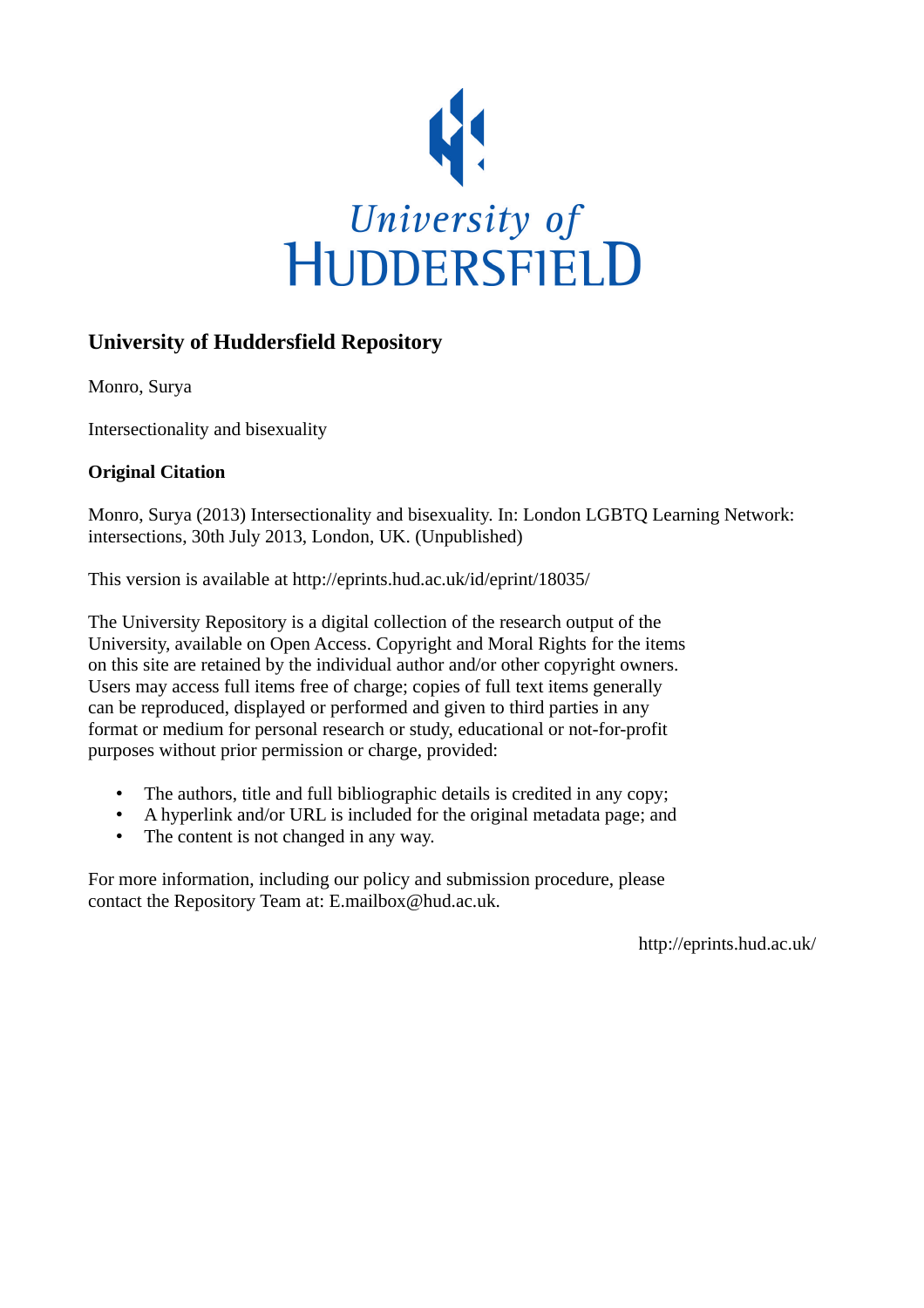University of
HUDDERSFIELD

## University of Huddersfield Repository

Monro, Surya

Intersectionality and bisexuality

**Original Citation**

Monro, Surya (2013) Intersectionality and bisexuality. In: London LGBTQ Learning Network: intersections, 30th July 2013, London, UK. (Unpublished)

This version is available at http://eprints.hud.ac.uk/id/eprint/18035/

The University Repository is a digital collection of the research output of the University, available on Open Access. Copyright and Moral Rights for the items on this site are retained by the individual author and/or other copyright owners. Users may access full items free of charge; copies of full text items generally can be reproduced, displayed or performed and given to third parties in any format or medium for personal research or study, educational or not-for-profit purposes without prior permission or charge, provided:

- The authors, title and full bibliographic details is credited in any copy;
- A hyperlink and/or URL is included for the original metadata page; and
- The content is not changed in any way.

For more information, including our policy and submission procedure, please contact the Repository Team at: E.mailbox@hud.ac.uk.

http://eprints.hud.ac.uk/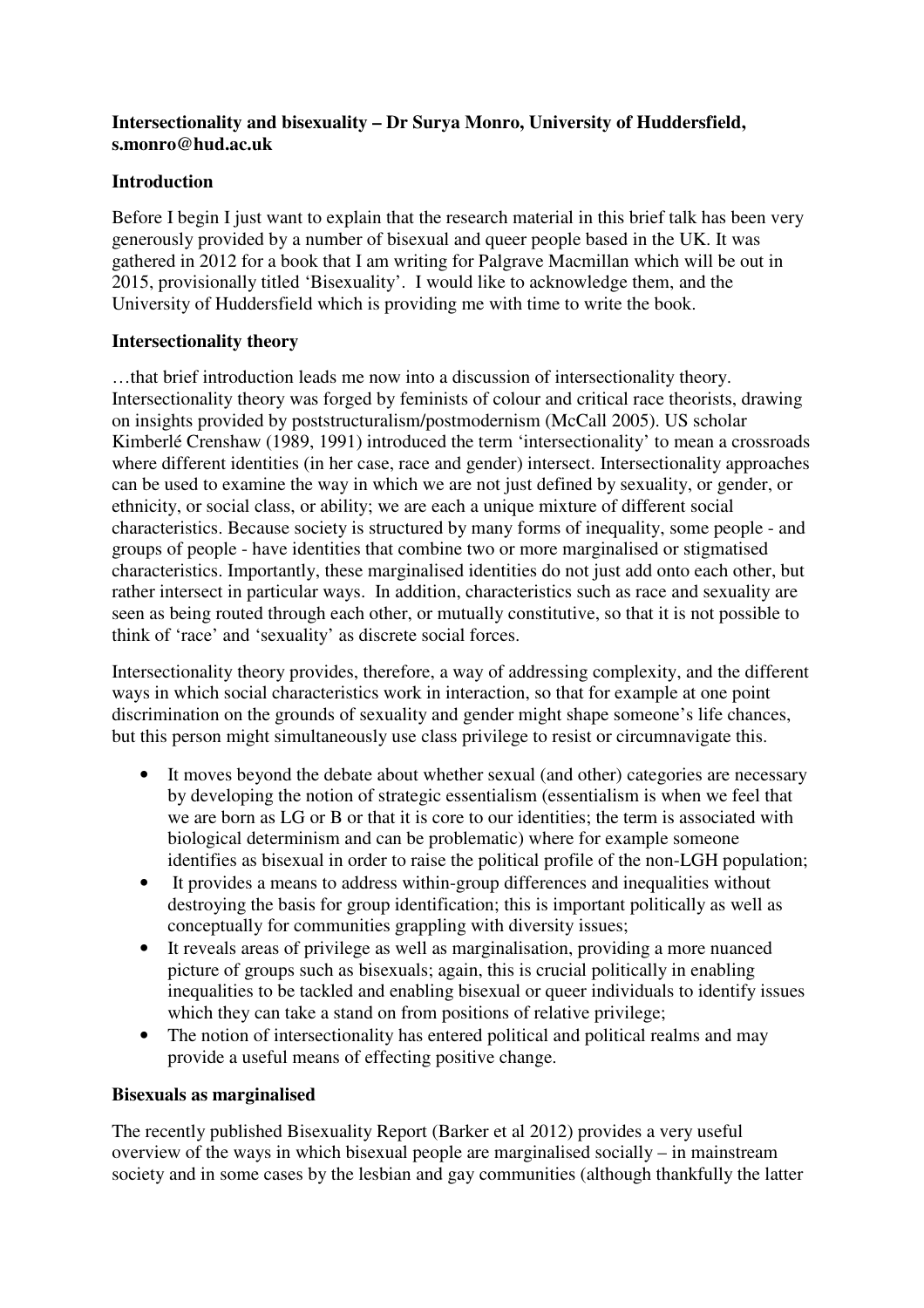**Intersectionality and bisexuality – Dr Surya Monro, University of Huddersfield, s.monro@hud.ac.uk**

**Introduction**

Before I begin I just want to explain that the research material in this brief talk has been very generously provided by a number of bisexual and queer people based in the UK. It was gathered in 2012 for a book that I am writing for Palgrave Macmillan which will be out in 2015, provisionally titled 'Bisexuality'. I would like to acknowledge them, and the University of Huddersfield which is providing me with time to write the book.

**Intersectionality theory**

…that brief introduction leads me now into a discussion of intersectionality theory. Intersectionality theory was forged by feminists of colour and critical race theorists, drawing on insights provided by poststructuralism/postmodernism (McCall 2005). US scholar Kimberlé Crenshaw (1989, 1991) introduced the term 'intersectionality' to mean a crossroads where different identities (in her case, race and gender) intersect. Intersectionality approaches can be used to examine the way in which we are not just defined by sexuality, or gender, or ethnicity, or social class, or ability; we are each a unique mixture of different social characteristics. Because society is structured by many forms of inequality, some people - and groups of people - have identities that combine two or more marginalised or stigmatised characteristics. Importantly, these marginalised identities do not just add onto each other, but rather intersect in particular ways. In addition, characteristics such as race and sexuality are seen as being routed through each other, or mutually constitutive, so that it is not possible to think of 'race' and 'sexuality' as discrete social forces.

Intersectionality theory provides, therefore, a way of addressing complexity, and the different ways in which social characteristics work in interaction, so that for example at one point discrimination on the grounds of sexuality and gender might shape someone's life chances, but this person might simultaneously use class privilege to resist or circumnavigate this.

- It moves beyond the debate about whether sexual (and other) categories are necessary by developing the notion of strategic essentialism (essentialism is when we feel that we are born as LG or B or that it is core to our identities; the term is associated with biological determinism and can be problematic) where for example someone identifies as bisexual in order to raise the political profile of the non-LGH population;
- It provides a means to address within-group differences and inequalities without destroying the basis for group identification; this is important politically as well as conceptually for communities grappling with diversity issues;
- It reveals areas of privilege as well as marginalisation, providing a more nuanced picture of groups such as bisexuals; again, this is crucial politically in enabling inequalities to be tackled and enabling bisexual or queer individuals to identify issues which they can take a stand on from positions of relative privilege;
- The notion of intersectionality has entered political and political realms and may provide a useful means of effecting positive change.

**Bisexuals as marginalised**

The recently published Bisexuality Report (Barker et al 2012) provides a very useful overview of the ways in which bisexual people are marginalised socially – in mainstream society and in some cases by the lesbian and gay communities (although thankfully the latter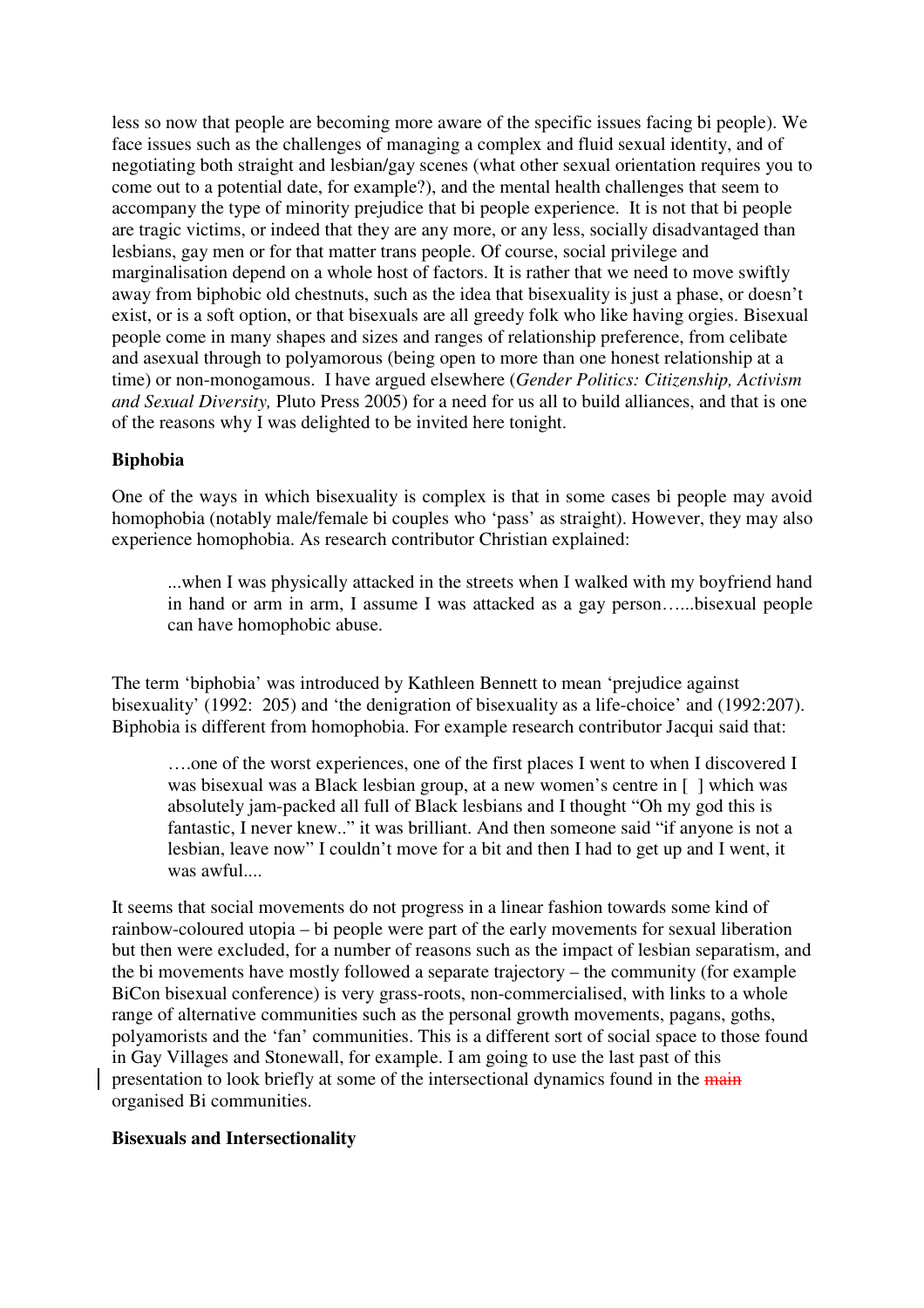less so now that people are becoming more aware of the specific issues facing bi people). We face issues such as the challenges of managing a complex and fluid sexual identity, and of negotiating both straight and lesbian/gay scenes (what other sexual orientation requires you to come out to a potential date, for example?), and the mental health challenges that seem to accompany the type of minority prejudice that bi people experience. It is not that bi people are tragic victims, or indeed that they are any more, or any less, socially disadvantaged than lesbians, gay men or for that matter trans people. Of course, social privilege and marginalisation depend on a whole host of factors. It is rather that we need to move swiftly away from biphobic old chestnuts, such as the idea that bisexuality is just a phase, or doesn't exist, or is a soft option, or that bisexuals are all greedy folk who like having orgies. Bisexual people come in many shapes and sizes and ranges of relationship preference, from celibate and asexual through to polyamorous (being open to more than one honest relationship at a time) or non-monogamous. I have argued elsewhere (*Gender Politics: Citizenship, Activism and Sexual Diversity,* Pluto Press 2005) for a need for us all to build alliances, and that is one of the reasons why I was delighted to be invited here tonight.

**Biphobia**

One of the ways in which bisexuality is complex is that in some cases bi people may avoid homophobia (notably male/female bi couples who 'pass' as straight). However, they may also experience homophobia. As research contributor Christian explained:

> ...when I was physically attacked in the streets when I walked with my boyfriend hand in hand or arm in arm, I assume I was attacked as a gay person…...bisexual people can have homophobic abuse.

The term 'biphobia' was introduced by Kathleen Bennett to mean 'prejudice against bisexuality' (1992: 205) and 'the denigration of bisexuality as a life-choice' and (1992:207). Biphobia is different from homophobia. For example research contributor Jacqui said that:

> ….one of the worst experiences, one of the first places I went to when I discovered I was bisexual was a Black lesbian group, at a new women's centre in [ ] which was absolutely jam-packed all full of Black lesbians and I thought "Oh my god this is fantastic, I never knew.." it was brilliant. And then someone said "if anyone is not a lesbian, leave now" I couldn't move for a bit and then I had to get up and I went, it was awful....

It seems that social movements do not progress in a linear fashion towards some kind of rainbow-coloured utopia – bi people were part of the early movements for sexual liberation but then were excluded, for a number of reasons such as the impact of lesbian separatism, and the bi movements have mostly followed a separate trajectory – the community (for example BiCon bisexual conference) is very grass-roots, non-commercialised, with links to a whole range of alternative communities such as the personal growth movements, pagans, goths, polyamorists and the 'fan' communities. This is a different sort of social space to those found in Gay Villages and Stonewall, for example. I am going to use the last past of this presentation to look briefly at some of the intersectional dynamics found in the ~~main~~ organised Bi communities.

**Bisexuals and Intersectionality**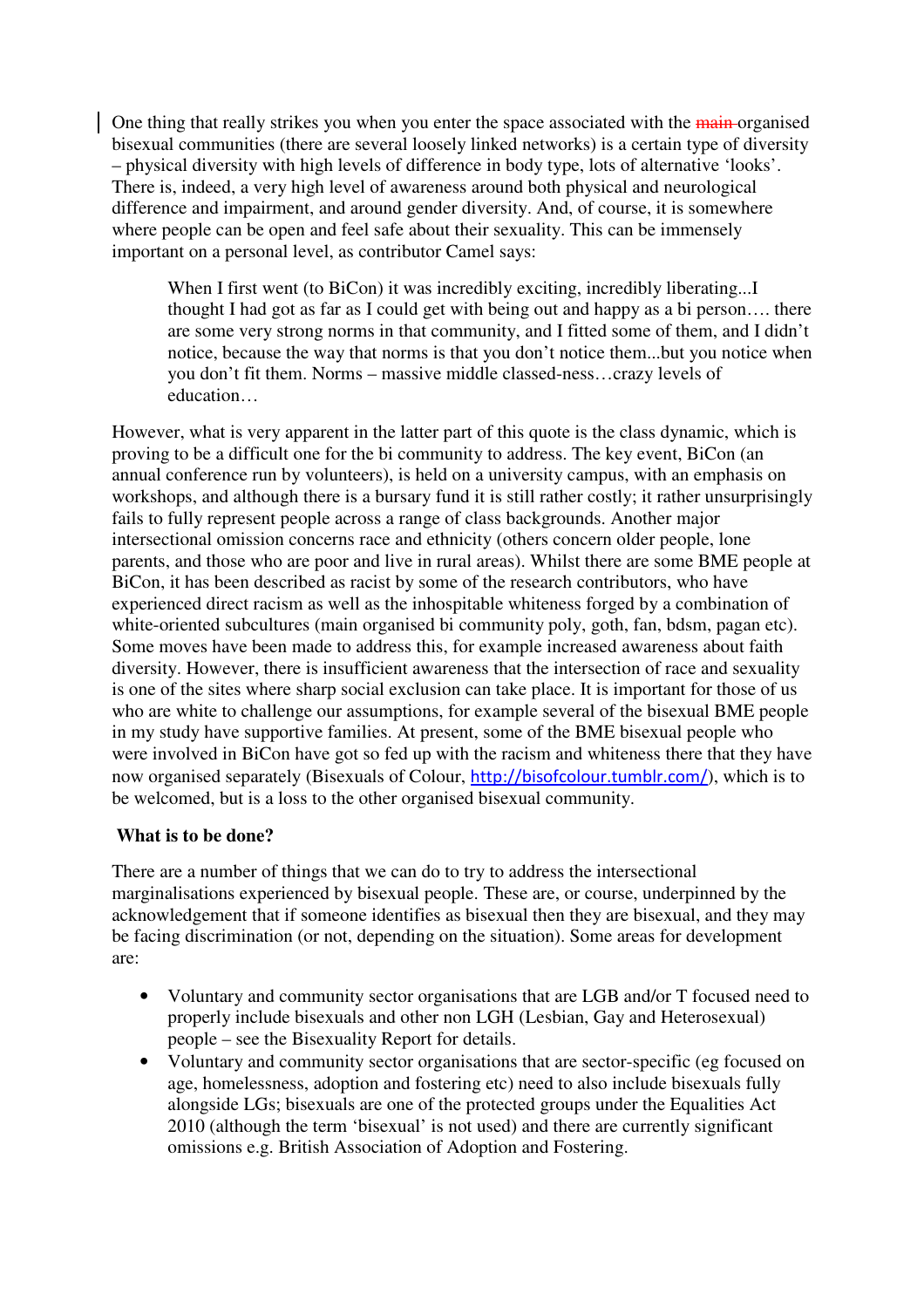One thing that really strikes you when you enter the space associated with the ~~main~~ organised bisexual communities (there are several loosely linked networks) is a certain type of diversity – physical diversity with high levels of difference in body type, lots of alternative 'looks'. There is, indeed, a very high level of awareness around both physical and neurological difference and impairment, and around gender diversity. And, of course, it is somewhere where people can be open and feel safe about their sexuality. This can be immensely important on a personal level, as contributor Camel says:

> When I first went (to BiCon) it was incredibly exciting, incredibly liberating...I thought I had got as far as I could get with being out and happy as a bi person…. there are some very strong norms in that community, and I fitted some of them, and I didn't notice, because the way that norms is that you don't notice them...but you notice when you don't fit them. Norms – massive middle classed-ness…crazy levels of education…

However, what is very apparent in the latter part of this quote is the class dynamic, which is proving to be a difficult one for the bi community to address. The key event, BiCon (an annual conference run by volunteers), is held on a university campus, with an emphasis on workshops, and although there is a bursary fund it is still rather costly; it rather unsurprisingly fails to fully represent people across a range of class backgrounds. Another major intersectional omission concerns race and ethnicity (others concern older people, lone parents, and those who are poor and live in rural areas). Whilst there are some BME people at BiCon, it has been described as racist by some of the research contributors, who have experienced direct racism as well as the inhospitable whiteness forged by a combination of white-oriented subcultures (main organised bi community poly, goth, fan, bdsm, pagan etc). Some moves have been made to address this, for example increased awareness about faith diversity. However, there is insufficient awareness that the intersection of race and sexuality is one of the sites where sharp social exclusion can take place. It is important for those of us who are white to challenge our assumptions, for example several of the bisexual BME people in my study have supportive families. At present, some of the BME bisexual people who were involved in BiCon have got so fed up with the racism and whiteness there that they have now organised separately (Bisexuals of Colour, http://bisofcolour.tumblr.com/), which is to be welcomed, but is a loss to the other organised bisexual community.

**What is to be done?**

There are a number of things that we can do to try to address the intersectional marginalisations experienced by bisexual people. These are, or course, underpinned by the acknowledgement that if someone identifies as bisexual then they are bisexual, and they may be facing discrimination (or not, depending on the situation). Some areas for development are:

- Voluntary and community sector organisations that are LGB and/or T focused need to properly include bisexuals and other non LGH (Lesbian, Gay and Heterosexual) people – see the Bisexuality Report for details.
- Voluntary and community sector organisations that are sector-specific (eg focused on age, homelessness, adoption and fostering etc) need to also include bisexuals fully alongside LGs; bisexuals are one of the protected groups under the Equalities Act 2010 (although the term 'bisexual' is not used) and there are currently significant omissions e.g. British Association of Adoption and Fostering.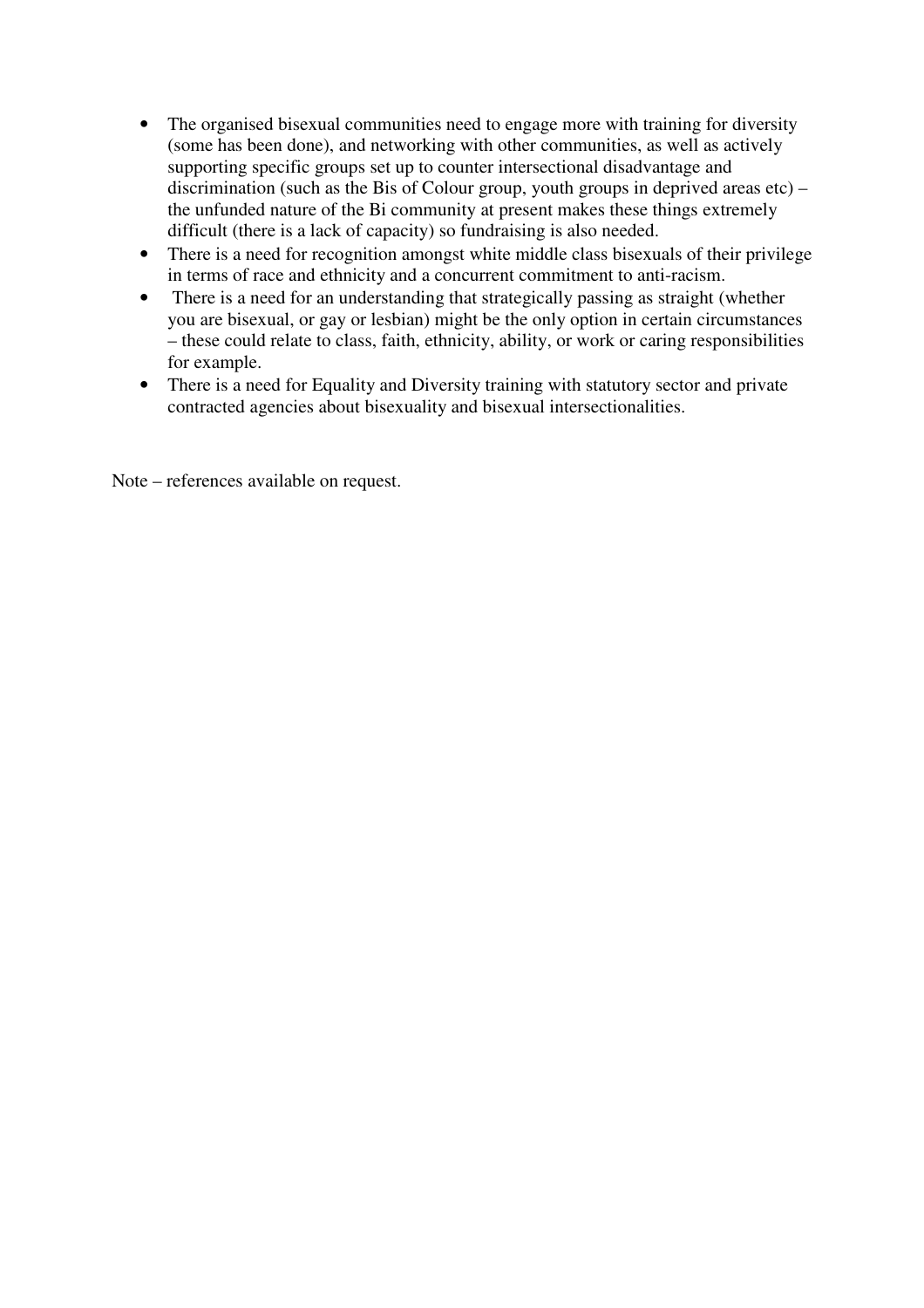- The organised bisexual communities need to engage more with training for diversity (some has been done), and networking with other communities, as well as actively supporting specific groups set up to counter intersectional disadvantage and discrimination (such as the Bis of Colour group, youth groups in deprived areas etc) – the unfunded nature of the Bi community at present makes these things extremely difficult (there is a lack of capacity) so fundraising is also needed.
- There is a need for recognition amongst white middle class bisexuals of their privilege in terms of race and ethnicity and a concurrent commitment to anti-racism.
- There is a need for an understanding that strategically passing as straight (whether you are bisexual, or gay or lesbian) might be the only option in certain circumstances – these could relate to class, faith, ethnicity, ability, or work or caring responsibilities for example.
- There is a need for Equality and Diversity training with statutory sector and private contracted agencies about bisexuality and bisexual intersectionalities.

Note – references available on request.